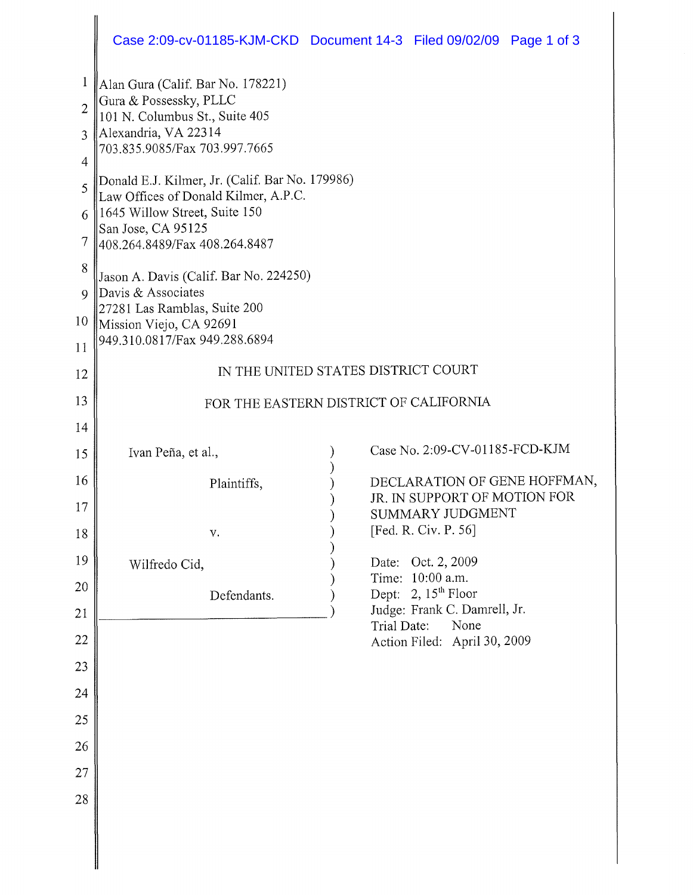Alan Gura (Calif. Bar No. 178221)
Gura & Possessky, PLLC
101 N. Columbus St., Suite 405
Alexandria, VA 22314
703.835.9085/Fax 703.997.7665

Donald E.J. Kilmer, Jr. (Calif. Bar No. 179986)
Law Offices of Donald Kilmer, A.P.C.
1645 Willow Street, Suite 150
San Jose, CA 95125
408.264.8489/Fax 408.264.8487

Jason A. Davis (Calif. Bar No. 224250)
Davis & Associates
27281 Las Ramblas, Suite 200
Mission Viejo, CA 92691
949.310.0817/Fax 949.288.6894

IN THE UNITED STATES DISTRICT COURT

FOR THE EASTERN DISTRICT OF CALIFORNIA

| | |
|---|---|
| Ivan Peña, et al., Plaintiffs, v. Wilfredo Cid, Defendants. | Case No. 2:09-CV-01185-FCD-KJM<br><br>DECLARATION OF GENE HOFFMAN, JR. IN SUPPORT OF MOTION FOR SUMMARY JUDGMENT [Fed. R. Civ. P. 56]<br><br>Date: Oct. 2, 2009<br>Time: 10:00 a.m.<br>Dept: 2, 15th Floor<br>Judge: Frank C. Damrell, Jr.<br>Trial Date: None<br>Action Filed: April 30, 2009 |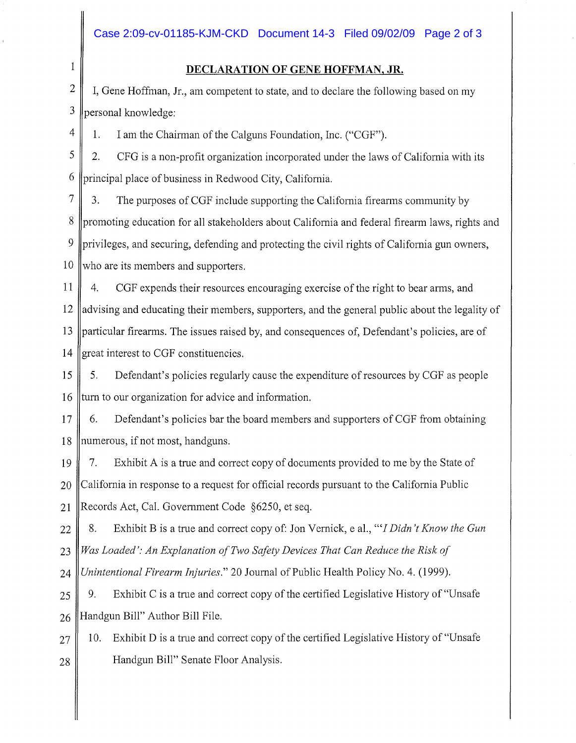**DECLARATION OF GENE HOFFMAN, JR.**

I, Gene Hoffman, Jr., am competent to state, and to declare the following based on my personal knowledge:

1. I am the Chairman of the Calguns Foundation, Inc. ("CGF").

2. CFG is a non-profit organization incorporated under the laws of California with its principal place of business in Redwood City, California.

3. The purposes of CGF include supporting the California firearms community by promoting education for all stakeholders about California and federal firearm laws, rights and privileges, and securing, defending and protecting the civil rights of California gun owners, who are its members and supporters.

4. CGF expends their resources encouraging exercise of the right to bear arms, and advising and educating their members, supporters, and the general public about the legality of particular firearms. The issues raised by, and consequences of, Defendant's policies, are of great interest to CGF constituencies.

5. Defendant's policies regularly cause the expenditure of resources by CGF as people turn to our organization for advice and information.

6. Defendant's policies bar the board members and supporters of CGF from obtaining numerous, if not most, handguns.

7. Exhibit A is a true and correct copy of documents provided to me by the State of California in response to a request for official records pursuant to the California Public Records Act, Cal. Government Code §6250, et seq.

8. Exhibit B is a true and correct copy of: Jon Vernick, e al., "'*I Didn't Know the Gun Was Loaded': An Explanation of Two Safety Devices That Can Reduce the Risk of Unintentional Firearm Injuries.*" 20 Journal of Public Health Policy No. 4. (1999).

9. Exhibit C is a true and correct copy of the certified Legislative History of "Unsafe Handgun Bill" Author Bill File.

10. Exhibit D is a true and correct copy of the certified Legislative History of "Unsafe Handgun Bill" Senate Floor Analysis.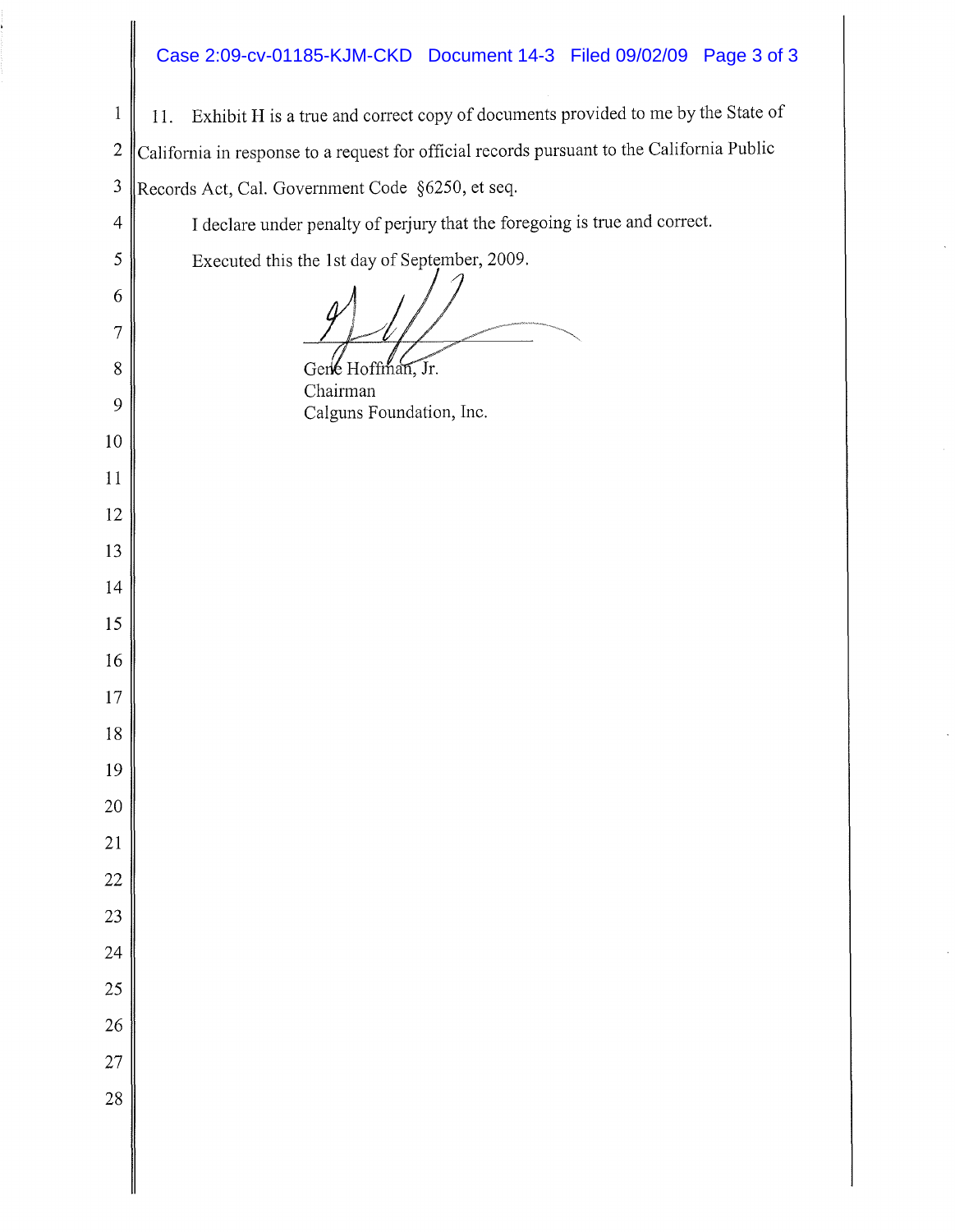11. Exhibit H is a true and correct copy of documents provided to me by the State of California in response to a request for official records pursuant to the California Public Records Act, Cal. Government Code §6250, et seq.

I declare under penalty of perjury that the foregoing is true and correct.

Executed this the 1st day of September, 2009.

Gene Hoffman, Jr.
Chairman
Calguns Foundation, Inc.